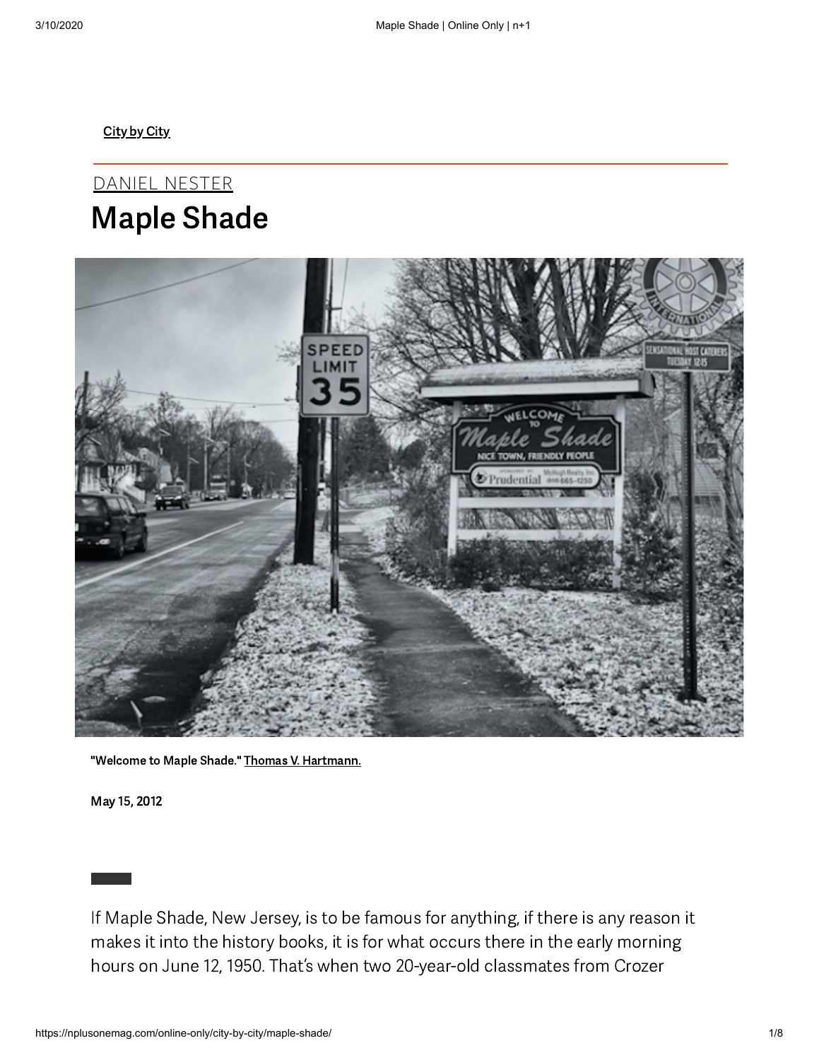City by City

DANIEL NESTER

# Maple Shade

"Welcome to Maple Shade." Thomas V. Hartmann.

May 15, 2012

If Maple Shade, New Jersey, is to be famous for anything, if there is any reason it makes it into the history books, it is for what occurs there in the early morning hours on June 12, 1950. That's when two 20-year-old classmates from Crozer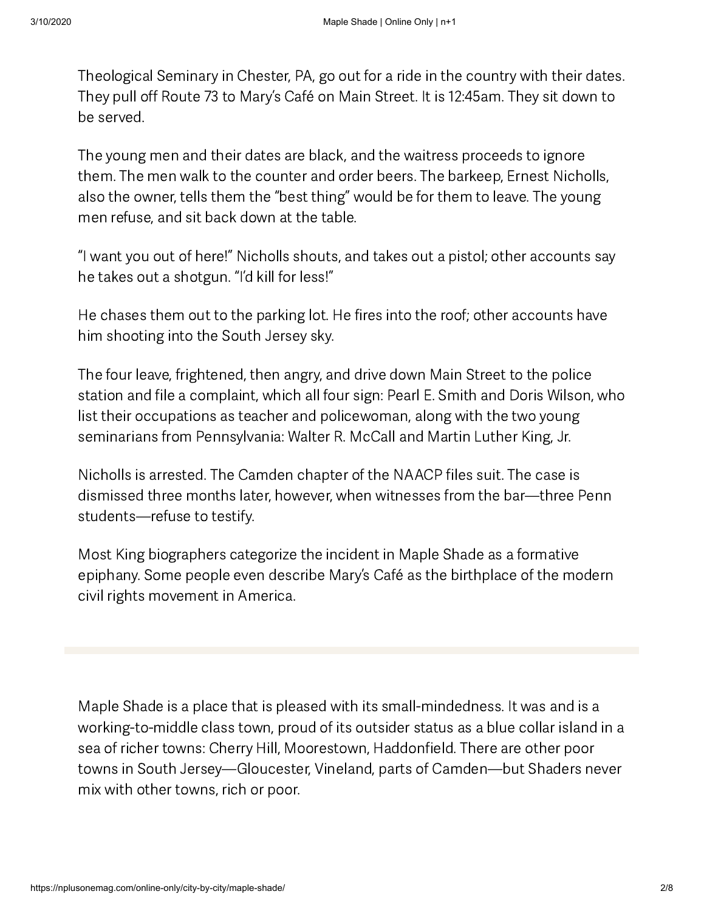Theological Seminary in Chester, PA, go out for a ride in the country with their dates. They pull off Route 73 to Mary's Café on Main Street. It is 12:45am. They sit down to be served.

The young men and their dates are black, and the waitress proceeds to ignore them. The men walk to the counter and order beers. The barkeep, Ernest Nicholls, also the owner, tells them the "best thing" would be for them to leave. The young men refuse, and sit back down at the table.

"I want you out of here!" Nicholls shouts, and takes out a pistol; other accounts say he takes out a shotgun. "I'd kill for less!"

He chases them out to the parking lot. He fires into the roof; other accounts have him shooting into the South Jersey sky.

The four leave, frightened, then angry, and drive down Main Street to the police station and file a complaint, which all four sign: Pearl E. Smith and Doris Wilson, who list their occupations as teacher and policewoman, along with the two young seminarians from Pennsylvania: Walter R. McCall and Martin Luther King, Jr.

Nicholls is arrested. The Camden chapter of the NAACP files suit. The case is dismissed three months later, however, when witnesses from the bar—three Penn students—refuse to testify.

Most King biographers categorize the incident in Maple Shade as a formative epiphany. Some people even describe Mary's Café as the birthplace of the modern civil rights movement in America.

---

Maple Shade is a place that is pleased with its small-mindedness. It was and is a working-to-middle class town, proud of its outsider status as a blue collar island in a sea of richer towns: Cherry Hill, Moorestown, Haddonfield. There are other poor towns in South Jersey—Gloucester, Vineland, parts of Camden—but Shaders never mix with other towns, rich or poor.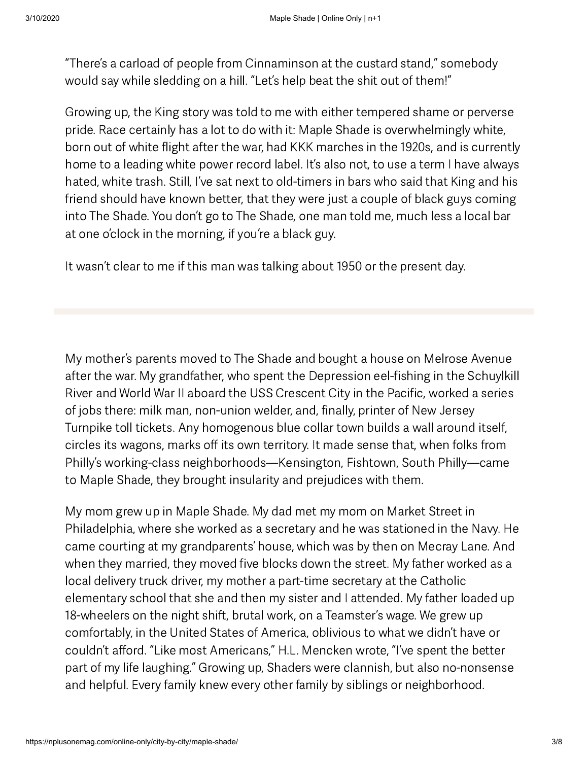"There's a carload of people from Cinnaminson at the custard stand," somebody would say while sledding on a hill. "Let's help beat the shit out of them!"

Growing up, the King story was told to me with either tempered shame or perverse pride. Race certainly has a lot to do with it: Maple Shade is overwhelmingly white, born out of white flight after the war, had KKK marches in the 1920s, and is currently home to a leading white power record label. It's also not, to use a term I have always hated, white trash. Still, I've sat next to old-timers in bars who said that King and his friend should have known better, that they were just a couple of black guys coming into The Shade. You don't go to The Shade, one man told me, much less a local bar at one o'clock in the morning, if you're a black guy.

It wasn't clear to me if this man was talking about 1950 or the present day.

---

My mother's parents moved to The Shade and bought a house on Melrose Avenue after the war. My grandfather, who spent the Depression eel-fishing in the Schuylkill River and World War II aboard the USS Crescent City in the Pacific, worked a series of jobs there: milk man, non-union welder, and, finally, printer of New Jersey Turnpike toll tickets. Any homogenous blue collar town builds a wall around itself, circles its wagons, marks off its own territory. It made sense that, when folks from Philly's working-class neighborhoods—Kensington, Fishtown, South Philly—came to Maple Shade, they brought insularity and prejudices with them.

My mom grew up in Maple Shade. My dad met my mom on Market Street in Philadelphia, where she worked as a secretary and he was stationed in the Navy. He came courting at my grandparents' house, which was by then on Mecray Lane. And when they married, they moved five blocks down the street. My father worked as a local delivery truck driver, my mother a part-time secretary at the Catholic elementary school that she and then my sister and I attended. My father loaded up 18-wheelers on the night shift, brutal work, on a Teamster's wage. We grew up comfortably, in the United States of America, oblivious to what we didn't have or couldn't afford. "Like most Americans," H.L. Mencken wrote, "I've spent the better part of my life laughing." Growing up, Shaders were clannish, but also no-nonsense and helpful. Every family knew every other family by siblings or neighborhood.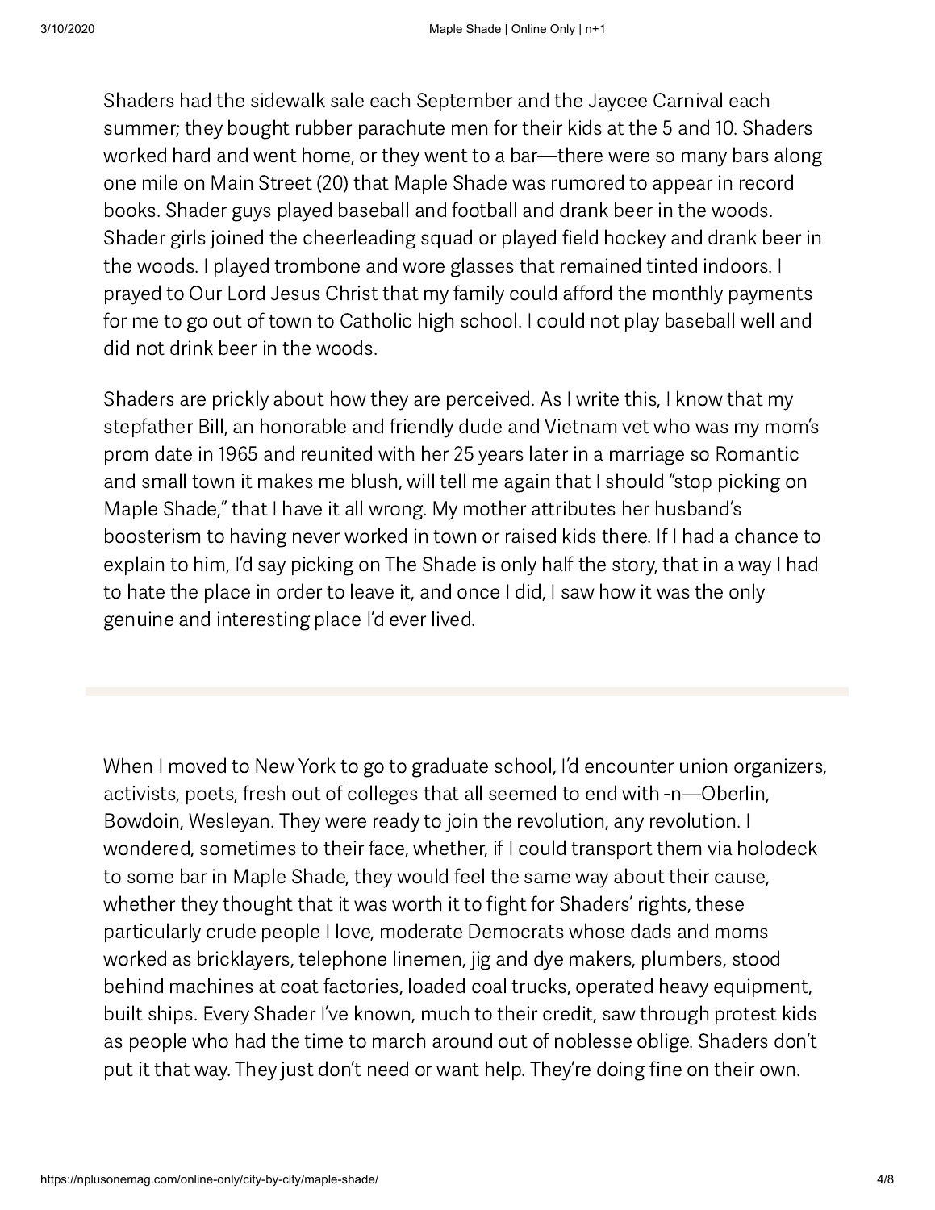Shaders had the sidewalk sale each September and the Jaycee Carnival each summer; they bought rubber parachute men for their kids at the 5 and 10. Shaders worked hard and went home, or they went to a bar—there were so many bars along one mile on Main Street (20) that Maple Shade was rumored to appear in record books. Shader guys played baseball and football and drank beer in the woods. Shader girls joined the cheerleading squad or played field hockey and drank beer in the woods. I played trombone and wore glasses that remained tinted indoors. I prayed to Our Lord Jesus Christ that my family could afford the monthly payments for me to go out of town to Catholic high school. I could not play baseball well and did not drink beer in the woods.

Shaders are prickly about how they are perceived. As I write this, I know that my stepfather Bill, an honorable and friendly dude and Vietnam vet who was my mom's prom date in 1965 and reunited with her 25 years later in a marriage so Romantic and small town it makes me blush, will tell me again that I should "stop picking on Maple Shade," that I have it all wrong. My mother attributes her husband's boosterism to having never worked in town or raised kids there. If I had a chance to explain to him, I'd say picking on The Shade is only half the story, that in a way I had to hate the place in order to leave it, and once I did, I saw how it was the only genuine and interesting place I'd ever lived.

---

When I moved to New York to go to graduate school, I'd encounter union organizers, activists, poets, fresh out of colleges that all seemed to end with -n—Oberlin, Bowdoin, Wesleyan. They were ready to join the revolution, any revolution. I wondered, sometimes to their face, whether, if I could transport them via holodeck to some bar in Maple Shade, they would feel the same way about their cause, whether they thought that it was worth it to fight for Shaders' rights, these particularly crude people I love, moderate Democrats whose dads and moms worked as bricklayers, telephone linemen, jig and dye makers, plumbers, stood behind machines at coat factories, loaded coal trucks, operated heavy equipment, built ships. Every Shader I've known, much to their credit, saw through protest kids as people who had the time to march around out of noblesse oblige. Shaders don't put it that way. They just don't need or want help. They're doing fine on their own.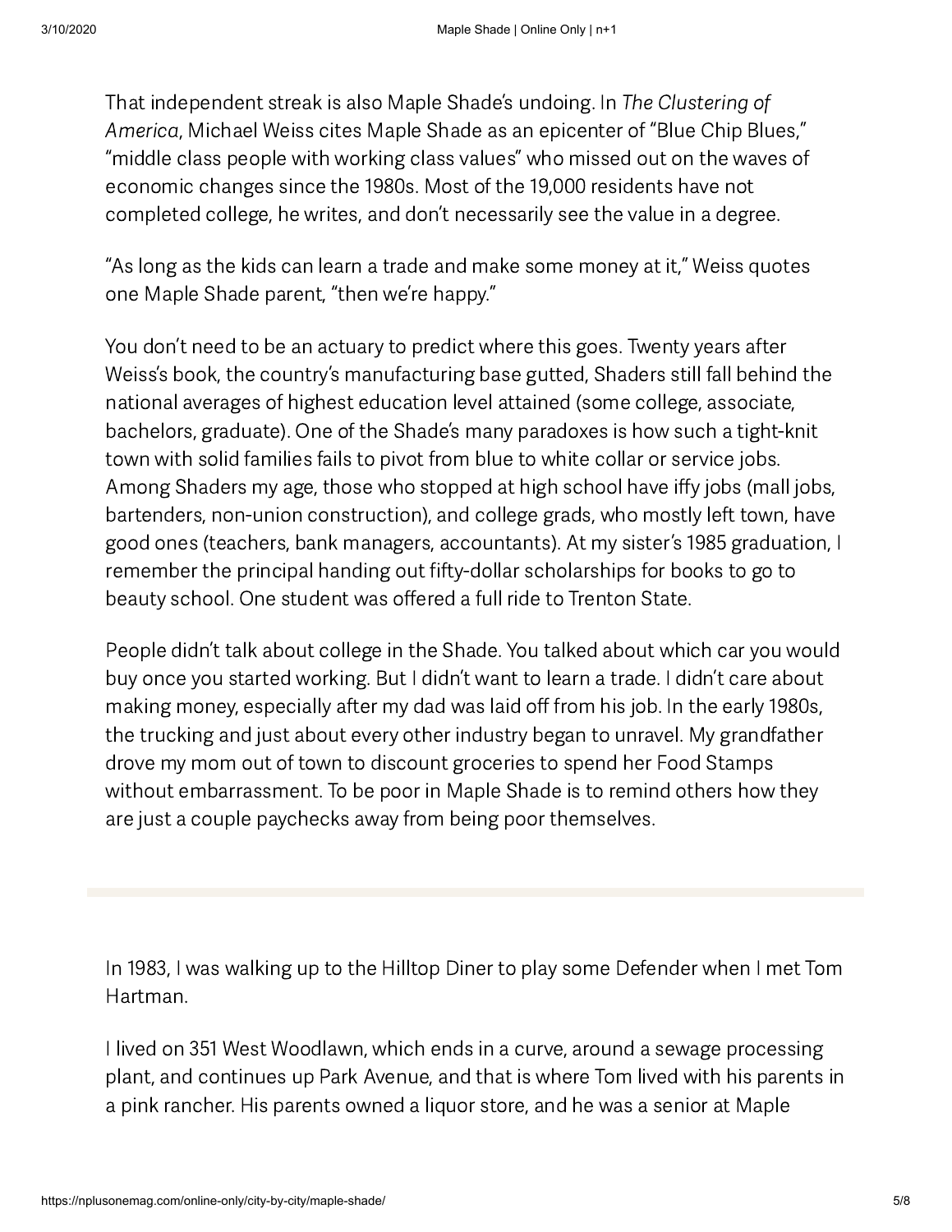That independent streak is also Maple Shade's undoing. In *The Clustering of America*, Michael Weiss cites Maple Shade as an epicenter of "Blue Chip Blues," "middle class people with working class values" who missed out on the waves of economic changes since the 1980s. Most of the 19,000 residents have not completed college, he writes, and don't necessarily see the value in a degree.

"As long as the kids can learn a trade and make some money at it," Weiss quotes one Maple Shade parent, "then we're happy."

You don't need to be an actuary to predict where this goes. Twenty years after Weiss's book, the country's manufacturing base gutted, Shaders still fall behind the national averages of highest education level attained (some college, associate, bachelors, graduate). One of the Shade's many paradoxes is how such a tight-knit town with solid families fails to pivot from blue to white collar or service jobs. Among Shaders my age, those who stopped at high school have iffy jobs (mall jobs, bartenders, non-union construction), and college grads, who mostly left town, have good ones (teachers, bank managers, accountants). At my sister's 1985 graduation, I remember the principal handing out fifty-dollar scholarships for books to go to beauty school. One student was offered a full ride to Trenton State.

People didn't talk about college in the Shade. You talked about which car you would buy once you started working. But I didn't want to learn a trade. I didn't care about making money, especially after my dad was laid off from his job. In the early 1980s, the trucking and just about every other industry began to unravel. My grandfather drove my mom out of town to discount groceries to spend her Food Stamps without embarrassment. To be poor in Maple Shade is to remind others how they are just a couple paychecks away from being poor themselves.

---

In 1983, I was walking up to the Hilltop Diner to play some Defender when I met Tom Hartman.

I lived on 351 West Woodlawn, which ends in a curve, around a sewage processing plant, and continues up Park Avenue, and that is where Tom lived with his parents in a pink rancher. His parents owned a liquor store, and he was a senior at Maple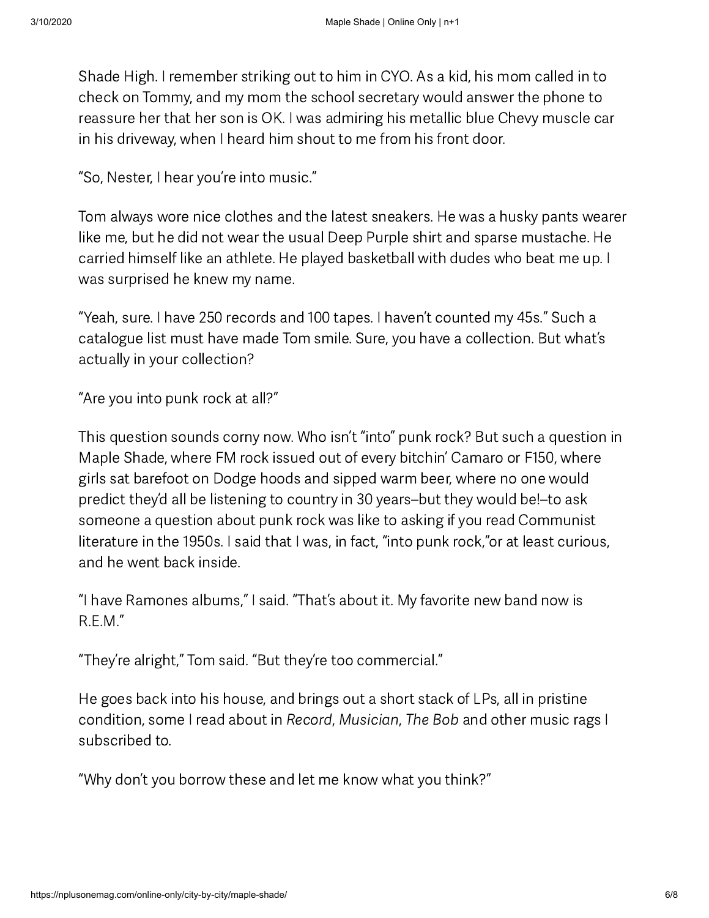Shade High. I remember striking out to him in CYO. As a kid, his mom called in to check on Tommy, and my mom the school secretary would answer the phone to reassure her that her son is OK. I was admiring his metallic blue Chevy muscle car in his driveway, when I heard him shout to me from his front door.

"So, Nester, I hear you're into music."

Tom always wore nice clothes and the latest sneakers. He was a husky pants wearer like me, but he did not wear the usual Deep Purple shirt and sparse mustache. He carried himself like an athlete. He played basketball with dudes who beat me up. I was surprised he knew my name.

"Yeah, sure. I have 250 records and 100 tapes. I haven't counted my 45s." Such a catalogue list must have made Tom smile. Sure, you have a collection. But what's actually in your collection?

"Are you into punk rock at all?"

This question sounds corny now. Who isn't "into" punk rock? But such a question in Maple Shade, where FM rock issued out of every bitchin' Camaro or F150, where girls sat barefoot on Dodge hoods and sipped warm beer, where no one would predict they'd all be listening to country in 30 years–but they would be!–to ask someone a question about punk rock was like to asking if you read Communist literature in the 1950s. I said that I was, in fact, "into punk rock,"or at least curious, and he went back inside.

"I have Ramones albums," I said. "That's about it. My favorite new band now is R.E.M."

"They're alright," Tom said. "But they're too commercial."

He goes back into his house, and brings out a short stack of LPs, all in pristine condition, some I read about in *Record*, *Musician*, *The Bob* and other music rags I subscribed to.

"Why don't you borrow these and let me know what you think?"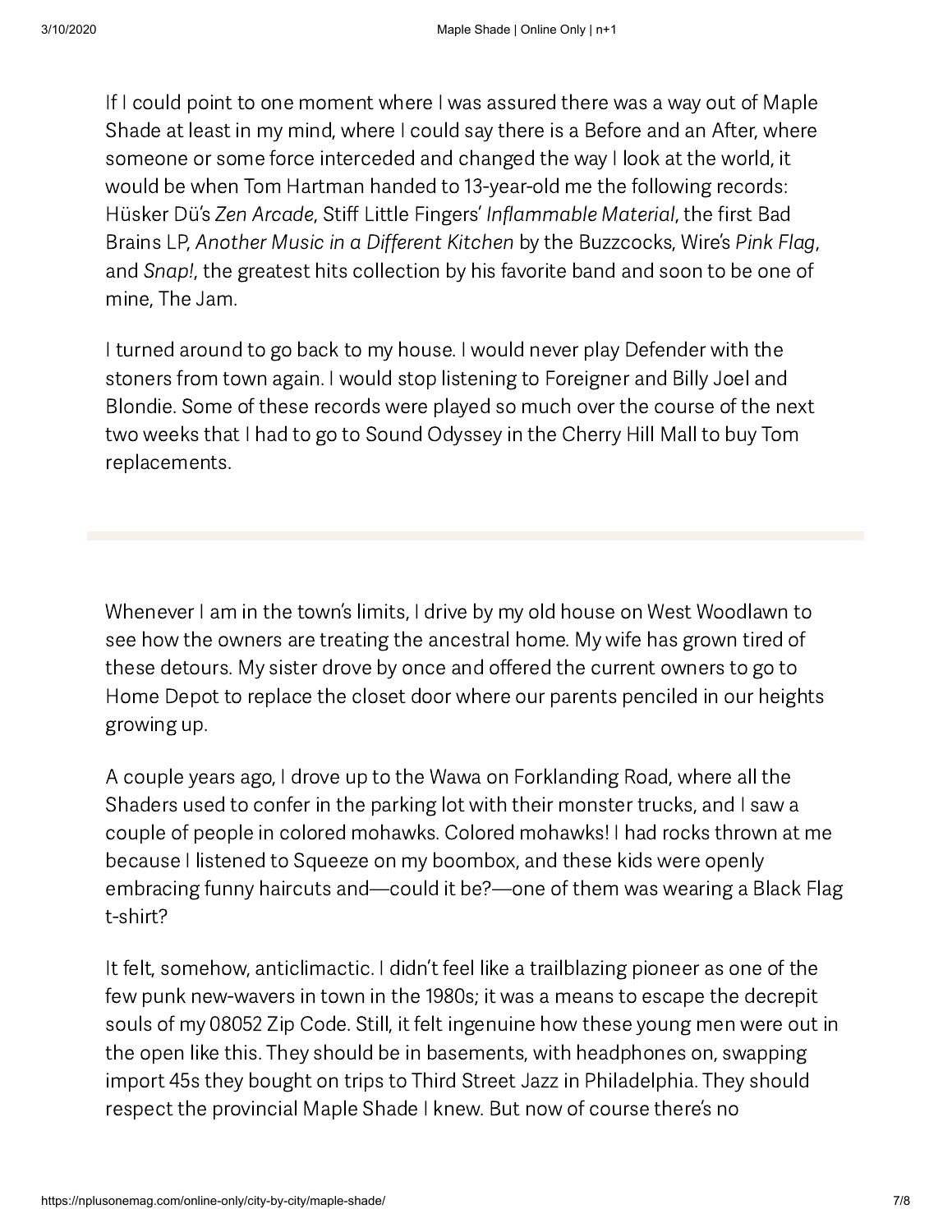If I could point to one moment where I was assured there was a way out of Maple Shade at least in my mind, where I could say there is a Before and an After, where someone or some force interceded and changed the way I look at the world, it would be when Tom Hartman handed to 13-year-old me the following records: Hüsker Dü's *Zen Arcade*, Stiff Little Fingers' *Inflammable Material*, the first Bad Brains LP, *Another Music in a Different Kitchen* by the Buzzcocks, Wire's *Pink Flag*, and *Snap!*, the greatest hits collection by his favorite band and soon to be one of mine, The Jam.

I turned around to go back to my house. I would never play Defender with the stoners from town again. I would stop listening to Foreigner and Billy Joel and Blondie. Some of these records were played so much over the course of the next two weeks that I had to go to Sound Odyssey in the Cherry Hill Mall to buy Tom replacements.

---

Whenever I am in the town's limits, I drive by my old house on West Woodlawn to see how the owners are treating the ancestral home. My wife has grown tired of these detours. My sister drove by once and offered the current owners to go to Home Depot to replace the closet door where our parents penciled in our heights growing up.

A couple years ago, I drove up to the Wawa on Forklanding Road, where all the Shaders used to confer in the parking lot with their monster trucks, and I saw a couple of people in colored mohawks. Colored mohawks! I had rocks thrown at me because I listened to Squeeze on my boombox, and these kids were openly embracing funny haircuts and—could it be?—one of them was wearing a Black Flag t-shirt?

It felt, somehow, anticlimactic. I didn't feel like a trailblazing pioneer as one of the few punk new-wavers in town in the 1980s; it was a means to escape the decrepit souls of my 08052 Zip Code. Still, it felt ingenuine how these young men were out in the open like this. They should be in basements, with headphones on, swapping import 45s they bought on trips to Third Street Jazz in Philadelphia. They should respect the provincial Maple Shade I knew. But now of course there's no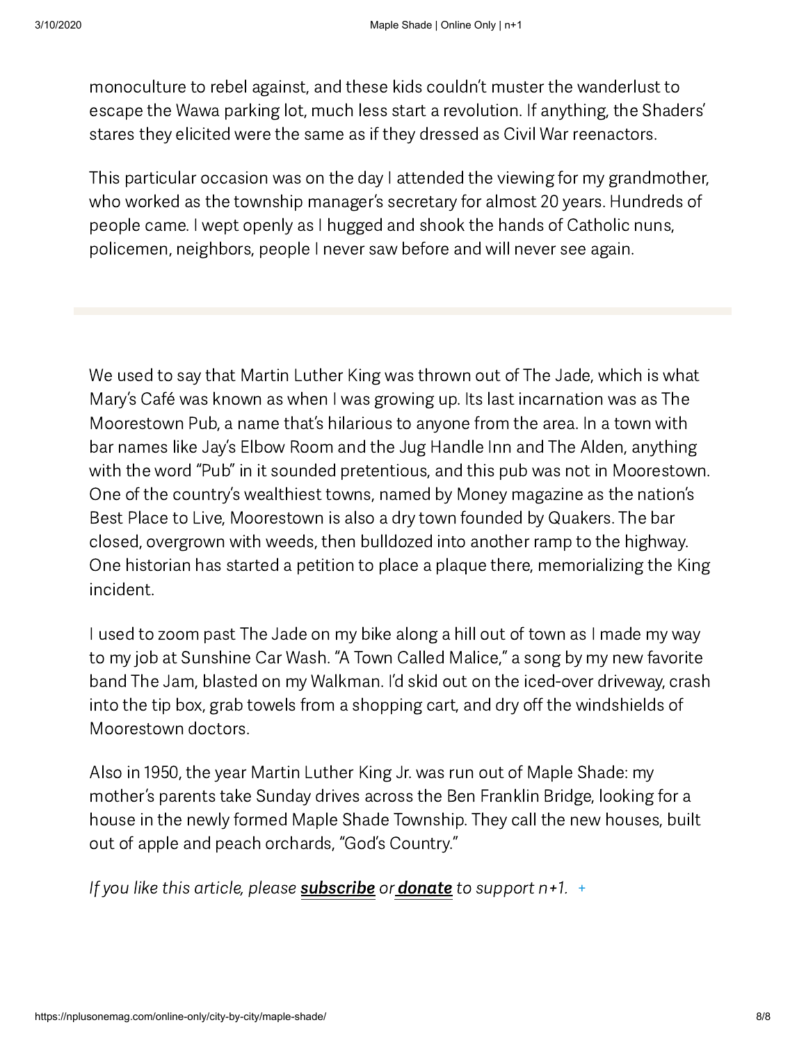monoculture to rebel against, and these kids couldn't muster the wanderlust to escape the Wawa parking lot, much less start a revolution. If anything, the Shaders' stares they elicited were the same as if they dressed as Civil War reenactors.

This particular occasion was on the day I attended the viewing for my grandmother, who worked as the township manager's secretary for almost 20 years. Hundreds of people came. I wept openly as I hugged and shook the hands of Catholic nuns, policemen, neighbors, people I never saw before and will never see again.

---

We used to say that Martin Luther King was thrown out of The Jade, which is what Mary's Café was known as when I was growing up. Its last incarnation was as The Moorestown Pub, a name that's hilarious to anyone from the area. In a town with bar names like Jay's Elbow Room and the Jug Handle Inn and The Alden, anything with the word "Pub" in it sounded pretentious, and this pub was not in Moorestown. One of the country's wealthiest towns, named by Money magazine as the nation's Best Place to Live, Moorestown is also a dry town founded by Quakers. The bar closed, overgrown with weeds, then bulldozed into another ramp to the highway. One historian has started a petition to place a plaque there, memorializing the King incident.

I used to zoom past The Jade on my bike along a hill out of town as I made my way to my job at Sunshine Car Wash. "A Town Called Malice," a song by my new favorite band The Jam, blasted on my Walkman. I'd skid out on the iced-over driveway, crash into the tip box, grab towels from a shopping cart, and dry off the windshields of Moorestown doctors.

Also in 1950, the year Martin Luther King Jr. was run out of Maple Shade: my mother's parents take Sunday drives across the Ben Franklin Bridge, looking for a house in the newly formed Maple Shade Township. They call the new houses, built out of apple and peach orchards, "God's Country."

*If you like this article, please **subscribe** or **donate** to support n+1.* +